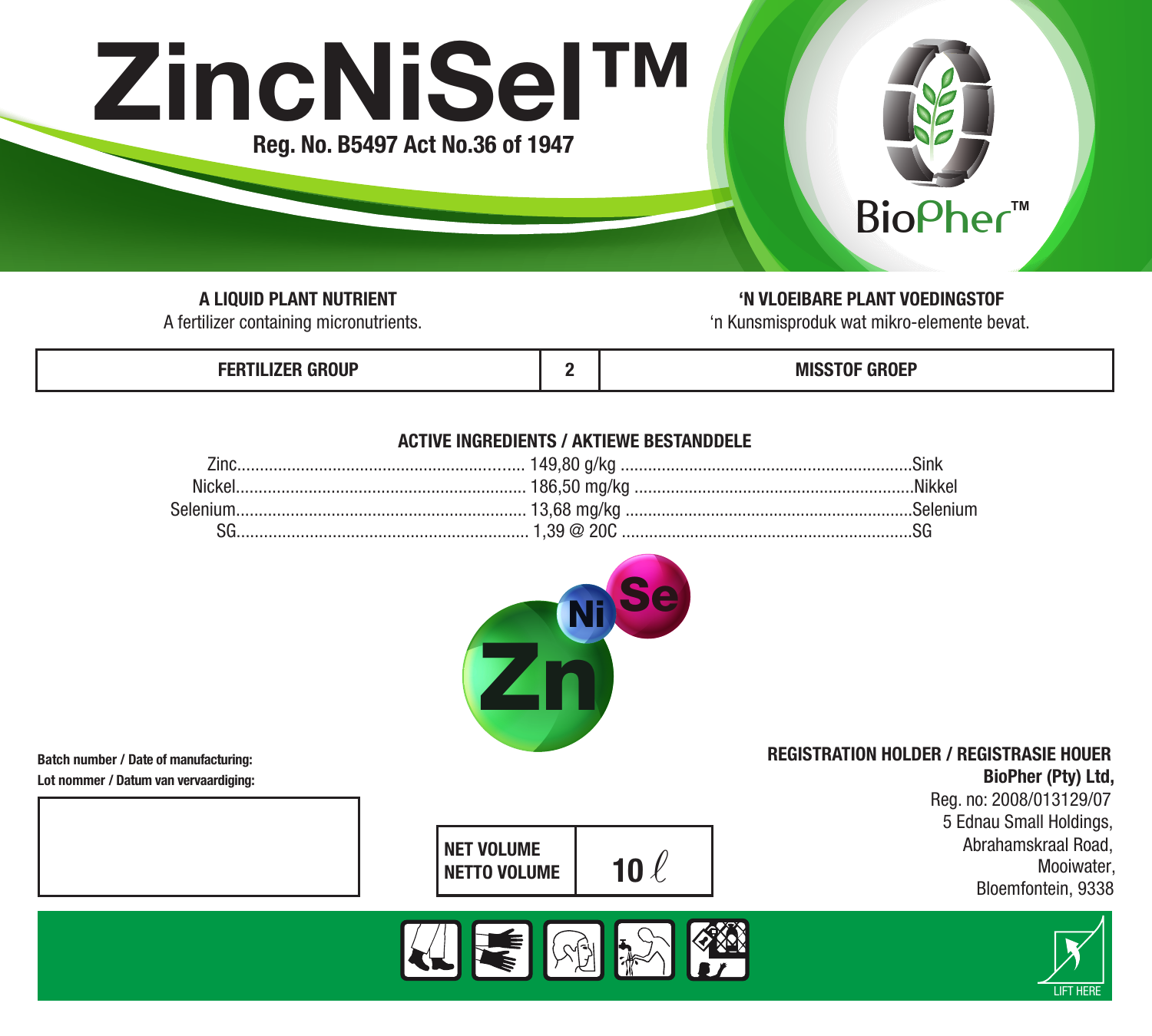# ZincNiSel™

**Reg. No. B5497 Act No.36 of 1947**

BioPher™

**A LIQUID PLANT NUTRIENT**
A fertilizer containing micronutrients.

**'N VLOEIBARE PLANT VOEDINGSTOF**
'n Kunsmisproduk wat mikro-elemente bevat.

| FERTILIZER GROUP | 2 | MISSTOF GROEP |
|---|---|---|

**ACTIVE INGREDIENTS / AKTIEWE BESTANDDELE**

| | | |
|---|---|---|
| Zinc | 149,80 g/kg | Sink |
| Nickel | 186,50 mg/kg | Nikkel |
| Selenium | 13,68 mg/kg | Selenium |
| SG | 1,39 @ 20C | SG |

Zn Ni Se

**Batch number / Date of manufacturing:**
**Lot nommer / Datum van vervaardiging:**

| NET VOLUME<br>NETTO VOLUME | 10 ℓ |
|---|---|

**REGISTRATION HOLDER / REGISTRASIE HOUER**
**BioPher (Pty) Ltd,**
Reg. no: 2008/013129/07
5 Ednau Small Holdings,
Abrahamskraal Road,
Mooiwater,
Bloemfontein, 9338

LIFT HERE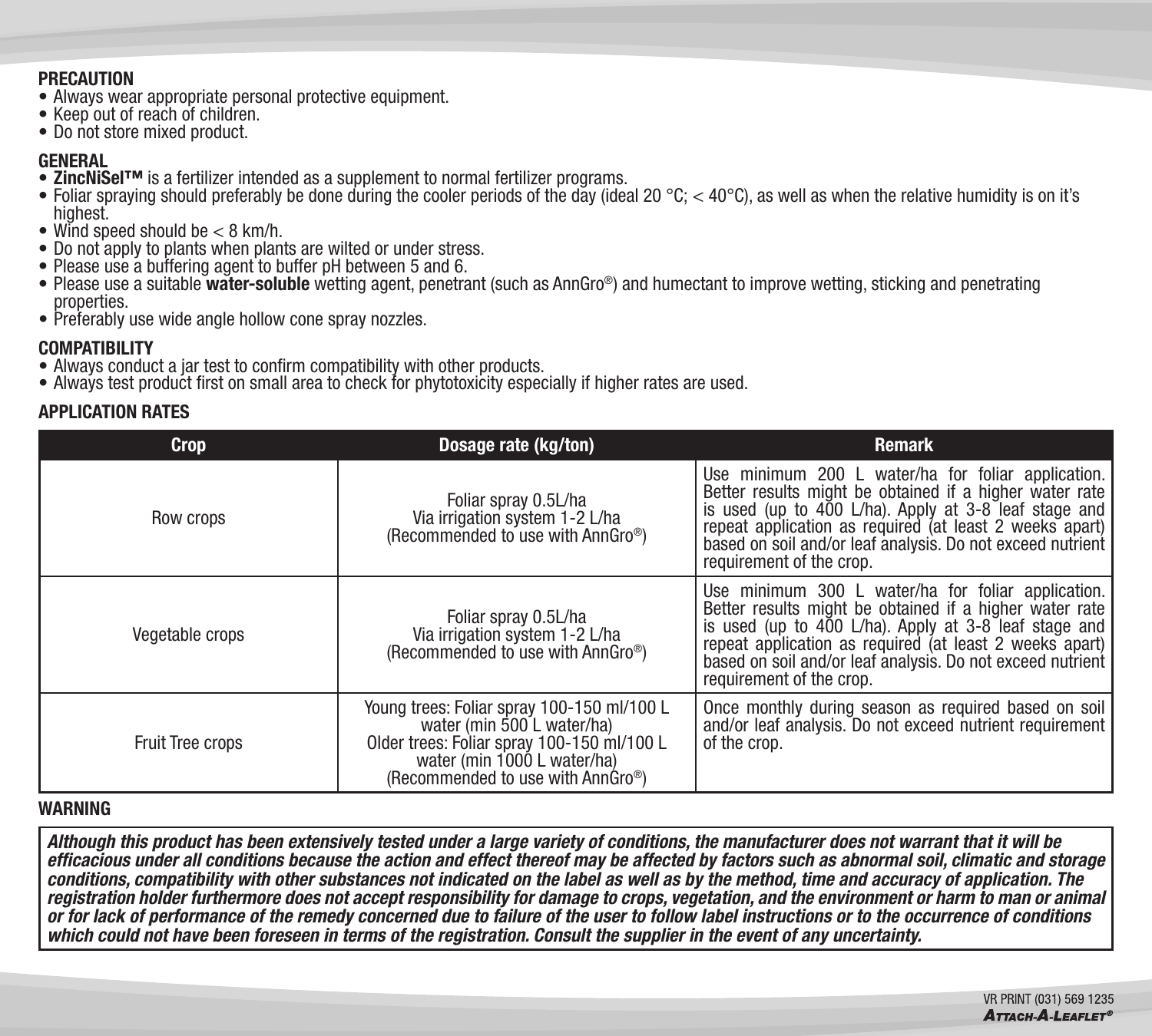## PRECAUTION

- Always wear appropriate personal protective equipment.
- Keep out of reach of children.
- Do not store mixed product.

## GENERAL

- **ZincNiSel™** is a fertilizer intended as a supplement to normal fertilizer programs.
- Foliar spraying should preferably be done during the cooler periods of the day (ideal 20 °C; < 40°C), as well as when the relative humidity is on it's highest.
- Wind speed should be < 8 km/h.
- Do not apply to plants when plants are wilted or under stress.
- Please use a buffering agent to buffer pH between 5 and 6.
- Please use a suitable **water-soluble** wetting agent, penetrant (such as AnnGro®) and humectant to improve wetting, sticking and penetrating properties.
- Preferably use wide angle hollow cone spray nozzles.

## COMPATIBILITY

- Always conduct a jar test to confirm compatibility with other products.
- Always test product first on small area to check for phytotoxicity especially if higher rates are used.

## APPLICATION RATES

| Crop | Dosage rate (kg/ton) | Remark |
|---|---|---|
| Row crops | Foliar spray 0.5L/ha<br>Via irrigation system 1-2 L/ha<br>(Recommended to use with AnnGro®) | Use minimum 200 L water/ha for foliar application. Better results might be obtained if a higher water rate is used (up to 400 L/ha). Apply at 3-8 leaf stage and repeat application as required (at least 2 weeks apart) based on soil and/or leaf analysis. Do not exceed nutrient requirement of the crop. |
| Vegetable crops | Foliar spray 0.5L/ha<br>Via irrigation system 1-2 L/ha<br>(Recommended to use with AnnGro®) | Use minimum 300 L water/ha for foliar application. Better results might be obtained if a higher water rate is used (up to 400 L/ha). Apply at 3-8 leaf stage and repeat application as required (at least 2 weeks apart) based on soil and/or leaf analysis. Do not exceed nutrient requirement of the crop. |
| Fruit Tree crops | Young trees: Foliar spray 100-150 ml/100 L water (min 500 L water/ha)<br>Older trees: Foliar spray 100-150 ml/100 L water (min 1000 L water/ha)<br>(Recommended to use with AnnGro®) | Once monthly during season as required based on soil and/or leaf analysis. Do not exceed nutrient requirement of the crop. |

## WARNING

***Although this product has been extensively tested under a large variety of conditions, the manufacturer does not warrant that it will be efficacious under all conditions because the action and effect thereof may be affected by factors such as abnormal soil, climatic and storage conditions, compatibility with other substances not indicated on the label as well as by the method, time and accuracy of application. The registration holder furthermore does not accept responsibility for damage to crops, vegetation, and the environment or harm to man or animal or for lack of performance of the remedy concerned due to failure of the user to follow label instructions or to the occurrence of conditions which could not have been foreseen in terms of the registration. Consult the supplier in the event of any uncertainty.***

VR PRINT (031) 569 1235
ATTACH-A-LEAFLET®